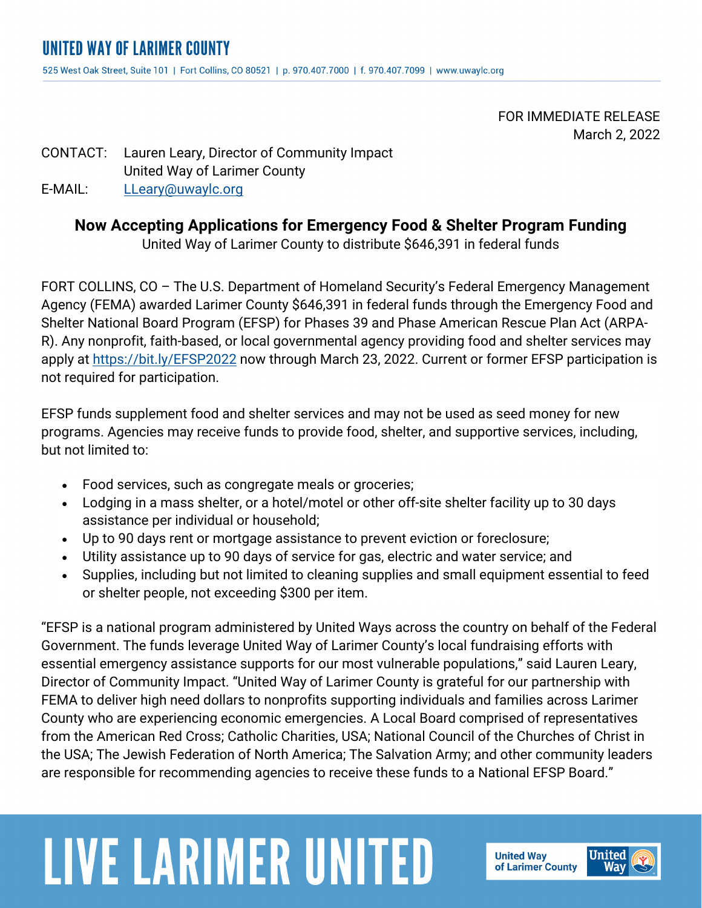# UNITED WAY OF LARIMER COUNTY

525 West Oak Street, Suite 101 | Fort Collins, CO 80521 | p. 970.407.7000 | f. 970.407.7099 | www.uwaylc.org

FOR IMMEDIATE RELEASE
March 2, 2022

CONTACT: Lauren Leary, Director of Community Impact
United Way of Larimer County
E-MAIL: LLeary@uwaylc.org

## Now Accepting Applications for Emergency Food & Shelter Program Funding

United Way of Larimer County to distribute $646,391 in federal funds

FORT COLLINS, CO – The U.S. Department of Homeland Security's Federal Emergency Management Agency (FEMA) awarded Larimer County $646,391 in federal funds through the Emergency Food and Shelter National Board Program (EFSP) for Phases 39 and Phase American Rescue Plan Act (ARPA-R). Any nonprofit, faith-based, or local governmental agency providing food and shelter services may apply at https://bit.ly/EFSP2022 now through March 23, 2022. Current or former EFSP participation is not required for participation.

EFSP funds supplement food and shelter services and may not be used as seed money for new programs. Agencies may receive funds to provide food, shelter, and supportive services, including, but not limited to:

- Food services, such as congregate meals or groceries;
- Lodging in a mass shelter, or a hotel/motel or other off-site shelter facility up to 30 days assistance per individual or household;
- Up to 90 days rent or mortgage assistance to prevent eviction or foreclosure;
- Utility assistance up to 90 days of service for gas, electric and water service; and
- Supplies, including but not limited to cleaning supplies and small equipment essential to feed or shelter people, not exceeding $300 per item.

"EFSP is a national program administered by United Ways across the country on behalf of the Federal Government. The funds leverage United Way of Larimer County's local fundraising efforts with essential emergency assistance supports for our most vulnerable populations," said Lauren Leary, Director of Community Impact. "United Way of Larimer County is grateful for our partnership with FEMA to deliver high need dollars to nonprofits supporting individuals and families across Larimer County who are experiencing economic emergencies. A Local Board comprised of representatives from the American Red Cross; Catholic Charities, USA; National Council of the Churches of Christ in the USA; The Jewish Federation of North America; The Salvation Army; and other community leaders are responsible for recommending agencies to receive these funds to a National EFSP Board."

LIVE LARIMER UNITED

United Way of Larimer County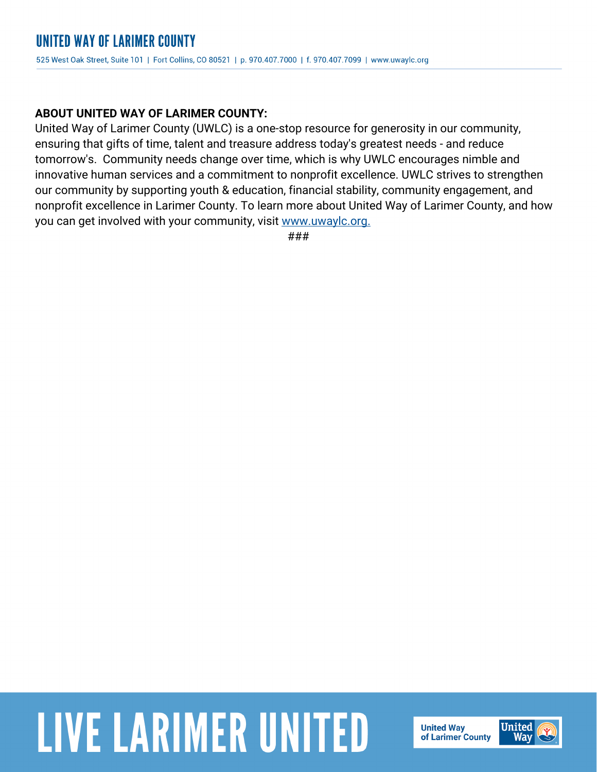**ABOUT UNITED WAY OF LARIMER COUNTY:**

United Way of Larimer County (UWLC) is a one-stop resource for generosity in our community, ensuring that gifts of time, talent and treasure address today's greatest needs - and reduce tomorrow's. Community needs change over time, which is why UWLC encourages nimble and innovative human services and a commitment to nonprofit excellence. UWLC strives to strengthen our community by supporting youth & education, financial stability, community engagement, and nonprofit excellence in Larimer County. To learn more about United Way of Larimer County, and how you can get involved with your community, visit [www.uwaylc.org.](http://www.uwaylc.org)

###